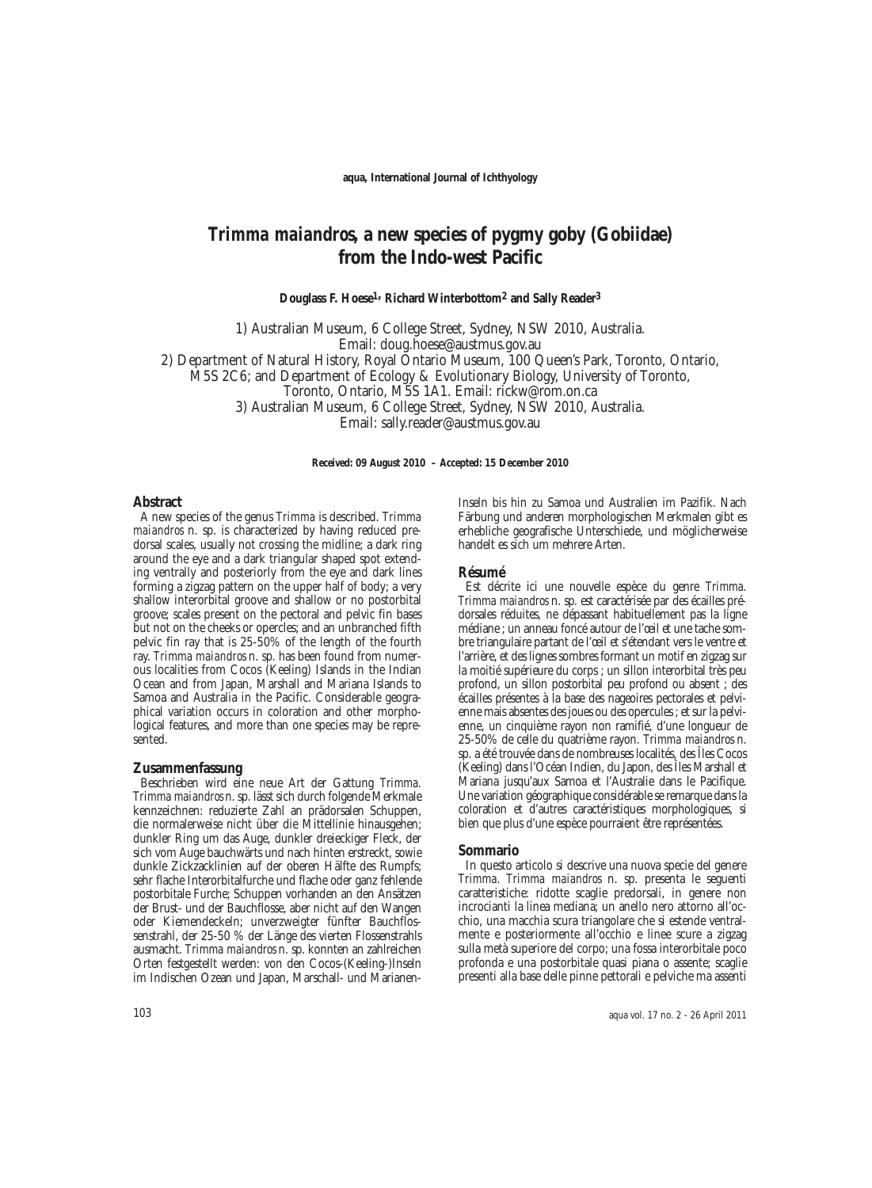# *Trimma maiandros*, a new species of pygmy goby (Gobiidae) from the Indo-west Pacific

**Douglass F. Hoese[1], Richard Winterbottom[2] and Sally Reader[3]**

1) Australian Museum, 6 College Street, Sydney, NSW 2010, Australia.
Email: doug.hoese@austmus.gov.au
2) Department of Natural History, Royal Ontario Museum, 100 Queen's Park, Toronto, Ontario, M5S 2C6; and Department of Ecology & Evolutionary Biology, University of Toronto, Toronto, Ontario, M5S 1A1. Email: rickw@rom.on.ca
3) Australian Museum, 6 College Street, Sydney, NSW 2010, Australia.
Email: sally.reader@austmus.gov.au

**Received: 09 August 2010 – Accepted: 15 December 2010**

## Abstract

A new species of the genus *Trimma* is described. *Trimma maiandros* n. sp. is characterized by having reduced predorsal scales, usually not crossing the midline; a dark ring around the eye and a dark triangular shaped spot extending ventrally and posteriorly from the eye and dark lines forming a zigzag pattern on the upper half of body; a very shallow interorbital groove and shallow or no postorbital groove; scales present on the pectoral and pelvic fin bases but not on the cheeks or opercles; and an unbranched fifth pelvic fin ray that is 25-50% of the length of the fourth ray. *Trimma maiandros* n. sp. has been found from numerous localities from Cocos (Keeling) Islands in the Indian Ocean and from Japan, Marshall and Mariana Islands to Samoa and Australia in the Pacific. Considerable geographical variation occurs in coloration and other morphological features, and more than one species may be represented.

## Zusammenfassung

Beschrieben wird eine neue Art der Gattung *Trimma*. *Trimma maiandros* n. sp. lässt sich durch folgende Merkmale kennzeichnen: reduzierte Zahl an prädorsalen Schuppen, die normalerweise nicht über die Mittellinie hinausgehen; dunkler Ring um das Auge, dunkler dreieckiger Fleck, der sich vom Auge bauchwärts und nach hinten erstreckt, sowie dunkle Zickzacklinien auf der oberen Hälfte des Rumpfs; sehr flache Interorbitalfurche und flache oder ganz fehlende postorbitale Furche; Schuppen vorhanden an den Ansätzen der Brust- und der Bauchflosse, aber nicht auf den Wangen oder Kiemendeckeln; unverzweigter fünfter Bauchflossenstrahl, der 25-50 % der Länge des vierten Flossenstrahls ausmacht. *Trimma maiandros* n. sp. konnten an zahlreichen Orten festgestellt werden: von den Cocos-(Keeling-)Inseln im Indischen Ozean und Japan, Marschall- und Marianen-Inseln bis hin zu Samoa und Australien im Pazifik. Nach Färbung und anderen morphologischen Merkmalen gibt es erhebliche geografische Unterschiede, und möglicherweise handelt es sich um mehrere Arten.

## Résumé

Est décrite ici une nouvelle espèce du genre *Trimma*. *Trimma maiandros* n. sp. est caractérisée par des écailles prédorsales réduites, ne dépassant habituellement pas la ligne médiane ; un anneau foncé autour de l'œil et une tache sombre triangulaire partant de l'œil et s'étendant vers le ventre et l'arrière, et des lignes sombres formant un motif en zigzag sur la moitié supérieure du corps ; un sillon interorbital très peu profond, un sillon postorbital peu profond ou absent ; des écailles présentes à la base des nageoires pectorales et pelvienne mais absentes des joues ou des opercules ; et sur la pelvienne, un cinquième rayon non ramifié, d'une longueur de 25-50% de celle du quatrième rayon. *Trimma maiandros* n. sp. a été trouvée dans de nombreuses localités, des Îles Cocos (Keeling) dans l'Océan Indien, du Japon, des Îles Marshall et Mariana jusqu'aux Samoa et l'Australie dans le Pacifique. Une variation géographique considérable se remarque dans la coloration et d'autres caractéristiques morphologiques, si bien que plus d'une espèce pourraient être représentées.

## Sommario

In questo articolo si descrive una nuova specie del genere *Trimma*. *Trimma maiandros* n. sp. presenta le seguenti caratteristiche: ridotte scaglie predorsali, in genere non incrocianti la linea mediana; un anello nero attorno all'occhio, una macchia scura triangolare che si estende ventralmente e posteriormente all'occhio e linee scure a zigzag sulla metà superiore del corpo; una fossa interorbitale poco profonda e una postorbitale quasi piana o assente; scaglie presenti alla base delle pinne pettorali e pelviche ma assenti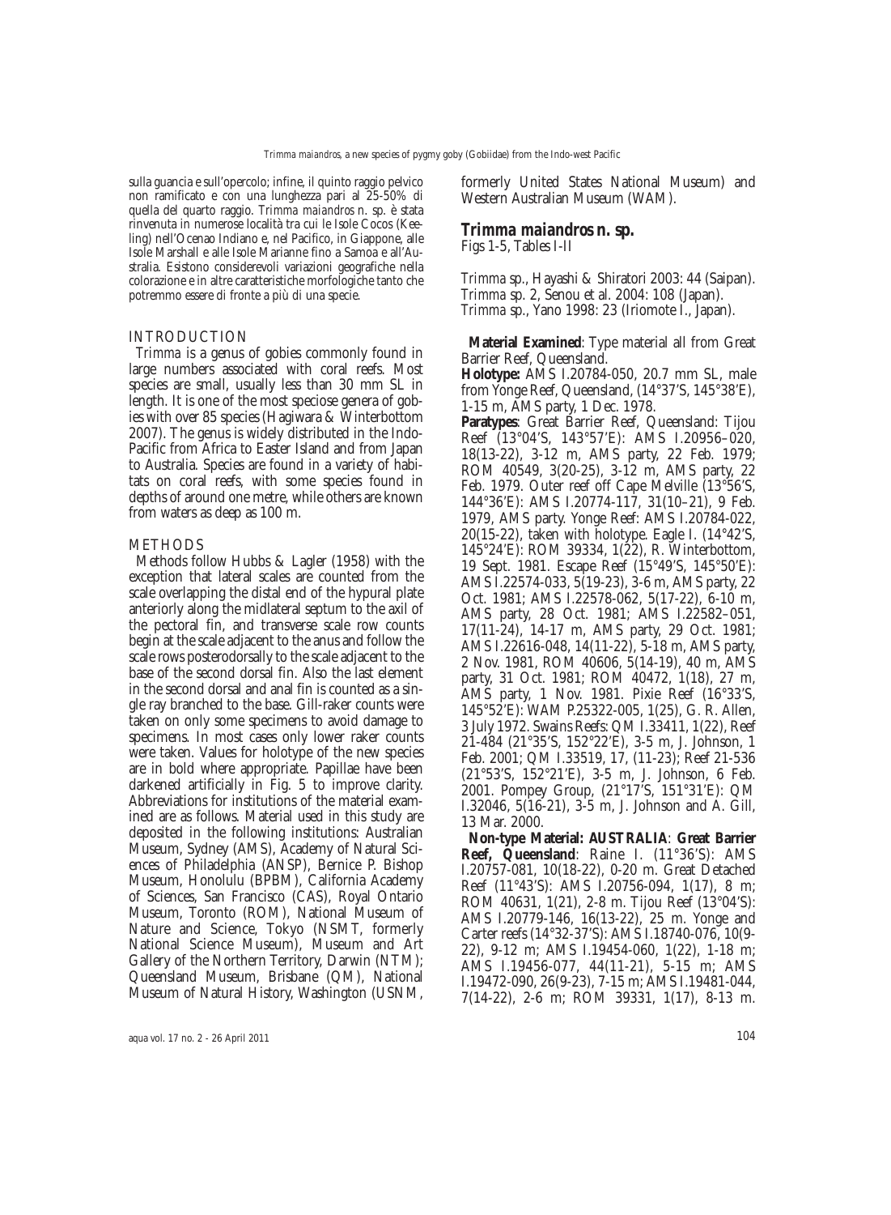sulla guancia e sull'opercolo; infine, il quinto raggio pelvico non ramificato e con una lunghezza pari al 25-50% di quella del quarto raggio. *Trimma maiandros* n. sp. è stata rinvenuta in numerose località tra cui le Isole Cocos (Keeling) nell'Ocenao Indiano e, nel Pacifico, in Giappone, alle Isole Marshall e alle Isole Marianne fino a Samoa e all'Australia. Esistono considerevoli variazioni geografiche nella colorazione e in altre caratteristiche morfologiche tanto che potremmo essere di fronte a più di una specie.

## INTRODUCTION

*Trimma* is a genus of gobies commonly found in large numbers associated with coral reefs. Most species are small, usually less than 30 mm SL in length. It is one of the most speciose genera of gobies with over 85 species (Hagiwara & Winterbottom 2007). The genus is widely distributed in the Indo-Pacific from Africa to Easter Island and from Japan to Australia. Species are found in a variety of habitats on coral reefs, with some species found in depths of around one metre, while others are known from waters as deep as 100 m.

## METHODS

Methods follow Hubbs & Lagler (1958) with the exception that lateral scales are counted from the scale overlapping the distal end of the hypural plate anteriorly along the midlateral septum to the axil of the pectoral fin, and transverse scale row counts begin at the scale adjacent to the anus and follow the scale rows posterodorsally to the scale adjacent to the base of the second dorsal fin. Also the last element in the second dorsal and anal fin is counted as a single ray branched to the base. Gill-raker counts were taken on only some specimens to avoid damage to specimens. In most cases only lower raker counts were taken. Values for holotype of the new species are in bold where appropriate. Papillae have been darkened artificially in Fig. 5 to improve clarity. Abbreviations for institutions of the material examined are as follows. Material used in this study are deposited in the following institutions: Australian Museum, Sydney (AMS), Academy of Natural Sciences of Philadelphia (ANSP), Bernice P. Bishop Museum, Honolulu (BPBM), California Academy of Sciences, San Francisco (CAS), Royal Ontario Museum, Toronto (ROM), National Museum of Nature and Science, Tokyo (NSMT, formerly National Science Museum), Museum and Art Gallery of the Northern Territory, Darwin (NTM); Queensland Museum, Brisbane (QM), National Museum of Natural History, Washington (USNM, formerly United States National Museum) and Western Australian Museum (WAM).

## *Trimma maiandros* n. sp.

Figs 1-5, Tables I-II

*Trimma* sp., Hayashi & Shiratori 2003: 44 (Saipan).
*Trimma* sp. 2, Senou et al. 2004: 108 (Japan).
*Trimma* sp., Yano 1998: 23 (Iriomote I., Japan).

**Material Examined**: Type material all from Great Barrier Reef, Queensland.

**Holotype:** AMS I.20784-050, 20.7 mm SL, male from Yonge Reef, Queensland, (14°37'S, 145°38'E), 1-15 m, AMS party, 1 Dec. 1978.

**Paratypes**: Great Barrier Reef, Queensland: Tijou Reef (13°04'S, 143°57'E): AMS I.20956–020, 18(13-22), 3-12 m, AMS party, 22 Feb. 1979; ROM 40549, 3(20-25), 3-12 m, AMS party, 22 Feb. 1979. Outer reef off Cape Melville (13°56'S, 144°36'E): AMS I.20774-117, 31(10–21), 9 Feb. 1979, AMS party. Yonge Reef: AMS I.20784-022, 20(15-22), taken with holotype. Eagle I. (14°42'S, 145°24'E): ROM 39334, 1(22), R. Winterbottom, 19 Sept. 1981. Escape Reef (15°49'S, 145°50'E): AMS I.22574-033, 5(19-23), 3-6 m, AMS party, 22 Oct. 1981; AMS I.22578-062, 5(17-22), 6-10 m, AMS party, 28 Oct. 1981; AMS I.22582–051, 17(11-24), 14-17 m, AMS party, 29 Oct. 1981; AMS I.22616-048, 14(11-22), 5-18 m, AMS party, 2 Nov. 1981, ROM 40606, 5(14-19), 40 m, AMS party, 31 Oct. 1981; ROM 40472, 1(18), 27 m, AMS party, 1 Nov. 1981. Pixie Reef (16°33'S, 145°52'E): WAM P.25322-005, 1(25), G. R. Allen, 3 July 1972. Swains Reefs: QM I.33411, 1(22), Reef 21-484 (21°35'S, 152°22'E), 3-5 m, J. Johnson, 1 Feb. 2001; QM I.33519, 17, (11-23); Reef 21-536 (21°53'S, 152°21'E), 3-5 m, J. Johnson, 6 Feb. 2001. Pompey Group, (21°17'S, 151°31'E): QM I.32046, 5(16-21), 3-5 m, J. Johnson and A. Gill, 13 Mar. 2000.

**Non-type Material: AUSTRALIA**: **Great Barrier Reef, Queensland**: Raine I. (11°36'S): AMS I.20757-081, 10(18-22), 0-20 m. Great Detached Reef (11°43'S): AMS I.20756-094, 1(17), 8 m; ROM 40631, 1(21), 2-8 m. Tijou Reef (13°04'S): AMS I.20779-146, 16(13-22), 25 m. Yonge and Carter reefs (14°32-37'S): AMS I.18740-076, 10(9-22), 9-12 m; AMS I.19454-060, 1(22), 1-18 m; AMS I.19456-077, 44(11-21), 5-15 m; AMS I.19472-090, 26(9-23), 7-15 m; AMS I.19481-044, 7(14-22), 2-6 m; ROM 39331, 1(17), 8-13 m.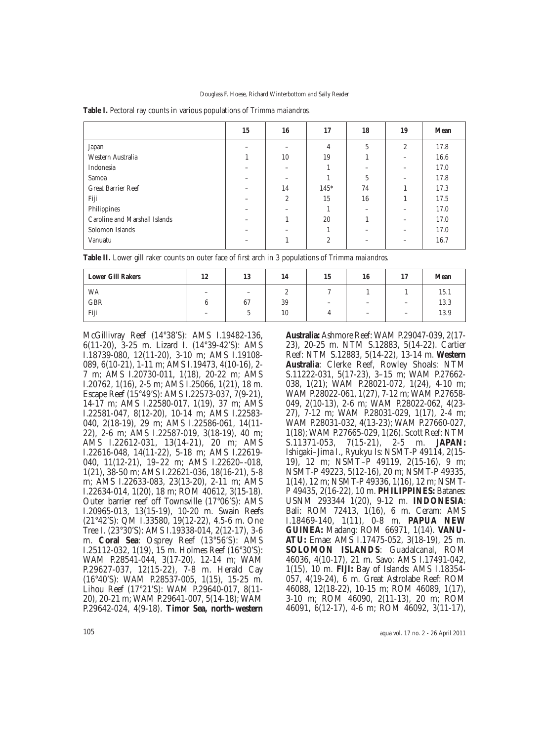**Table I.** Pectoral ray counts in various populations of *Trimma maiandros*.

| | 15 | 16 | 17 | 18 | 19 | Mean |
|---|---|---|---|---|---|---|
| Japan | – | – | 4 | 5 | 2 | 17.8 |
| Western Australia | 1 | 10 | 19 | 1 | – | 16.6 |
| Indonesia | – | – | 1 | – | – | 17.0 |
| Samoa | – | – | 1 | 5 | – | 17.8 |
| Great Barrier Reef | – | 14 | 145* | 74 | 1 | 17.3 |
| Fiji | – | 2 | 15 | 16 | 1 | 17.5 |
| Philippines | – | – | 1 | – | – | 17.0 |
| Caroline and Marshall Islands | – | 1 | 20 | 1 | – | 17.0 |
| Solomon Islands | – | – | 1 | – | – | 17.0 |
| Vanuatu | – | 1 | 2 | – | – | 16.7 |

**Table II.** Lower gill raker counts on outer face of first arch in 3 populations of *Trimma maiandros*.

| Lower Gill Rakers | 12 | 13 | 14 | 15 | 16 | 17 | Mean |
|---|---|---|---|---|---|---|---|
| WA | – | – | 2 | 7 | 1 | 1 | 15.1 |
| GBR | 6 | 67 | 39 | – | – | – | 13.3 |
| Fiji | – | 5 | 10 | 4 | – | – | 13.9 |

McGillivray Reef (14°38'S): AMS I.19482-136, 6(11-20), 3-25 m. Lizard I. (14°39-42'S): AMS I.18739-080, 12(11-20), 3-10 m; AMS I.19108-089, 6(10-21), 1-11 m; AMS I.19473, 4(10-16), 2-7 m; AMS I.20730-011, 1(18), 20-22 m; AMS I.20762, 1(16), 2-5 m; AMS I.25066, 1(21), 18 m. Escape Reef (15°49'S): AMS I.22573-037, 7(9-21), 14-17 m; AMS I.22580-017, 1(19), 37 m; AMS I.22581-047, 8(12-20), 10-14 m; AMS I.22583-040, 2(18-19), 29 m; AMS I.22586-061, 14(11-22), 2-6 m; AMS I.22587-019, 3(18-19), 40 m; AMS I.22612-031, 13(14-21), 20 m; AMS I.22616-048, 14(11-22), 5-18 m; AMS I.22619-040, 11(12-21), 19–22 m; AMS I.22620–-018, 1(21), 38-50 m; AMS I.22621-036, 18(16-21), 5-8 m; AMS I.22633-083, 23(13-20), 2-11 m; AMS I.22634-014, 1(20), 18 m; ROM 40612, 3(15-18). Outer barrier reef off Townsville (17°06'S): AMS I.20965-013, 13(15-19), 10-20 m. Swain Reefs (21°42'S): QM I.33580, 19(12-22), 4.5-6 m. One Tree I. (23°30'S): AMS I.19338-014, 2(12-17), 3-6 m. **Coral Sea**: Osprey Reef (13°56'S): AMS I.25112-032, 1(19), 15 m. Holmes Reef (16°30'S): WAM P.28541-044, 3(17-20), 12-14 m; WAM P.29627-037, 12(15-22), 7-8 m. Herald Cay (16°40'S): WAM P.28537-005, 1(15), 15-25 m. Lihou Reef (17°21'S): WAM P.29640-017, 8(11-20), 20-21 m; WAM P.29641-007, 5(14-18); WAM P.29642-024, 4(9-18). **Timor Sea, north–western Australia:** Ashmore Reef: WAM P.29047-039, 2(17-23), 20-25 m. NTM S.12883, 5(14-22). Cartier Reef: NTM S.12883, 5(14-22), 13-14 m. **Western Australia**: Clerke Reef, Rowley Shoals: NTM S.11222-031, 5(17-23), 3–15 m; WAM P.27662-038, 1(21); WAM P.28021-072, 1(24), 4-10 m; WAM P.28022-061, 1(27), 7-12 m; WAM P.27658-049, 2(10-13), 2-6 m; WAM P.28022-062, 4(23-27), 7-12 m; WAM P.28031-029, 1(17), 2-4 m; WAM P.28031-032, 4(13-23); WAM P.27660-027, 1(18); WAM P.27665-029, 1(26). Scott Reef: NTM S.11371-053, 7(15-21), 2-5 m. **JAPAN:** Ishigaki–Jima I., Ryukyu Is: NSMT-P 49114, 2(15-19), 12 m; NSMT–P 49119, 2(15-16), 9 m; NSMT-P 49223, 5(12-16), 20 m; NSMT-P 49335, 1(14), 12 m; NSMT-P 49336, 1(16), 12 m; NSMT-P 49435, 2(16-22), 10 m. **PHILIPPINES:** Batanes: USNM 293344 1(20), 9-12 m. **INDONESIA**: Bali: ROM 72413, 1(16), 6 m. Ceram: AMS I.18469-140, 1(11), 0-8 m. **PAPUA NEW GUINEA:** Madang: ROM 66971, 1(14). **VANUATU:** Emae: AMS I.17475-052, 3(18-19), 25 m. **SOLOMON ISLANDS**: Guadalcanal, ROM 46036, 4(10-17), 21 m. Savo: AMS I.17491-042, 1(15), 10 m. **FIJI:** Bay of Islands: AMS I.18354-057, 4(19-24), 6 m. Great Astrolabe Reef: ROM 46088, 12(18-22), 10-15 m; ROM 46089, 1(17), 3-10 m; ROM 46090, 2(11-13), 20 m; ROM 46091, 6(12-17), 4-6 m; ROM 46092, 3(11-17),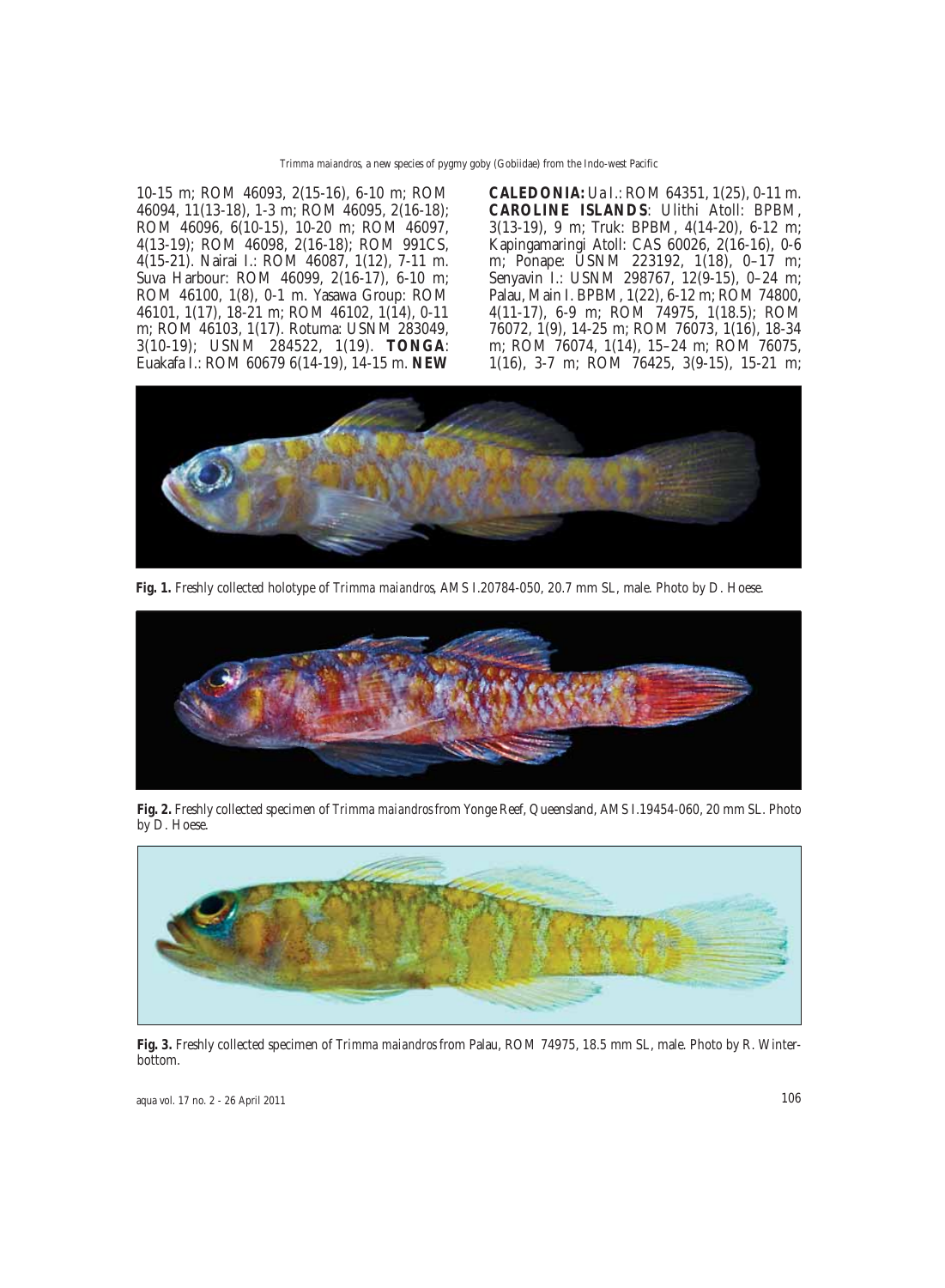10-15 m; ROM 46093, 2(15-16), 6-10 m; ROM 46094, 11(13-18), 1-3 m; ROM 46095, 2(16-18); ROM 46096, 6(10-15), 10-20 m; ROM 46097, 4(13-19); ROM 46098, 2(16-18); ROM 991CS, 4(15-21). Nairai I.: ROM 46087, 1(12), 7-11 m. Suva Harbour: ROM 46099, 2(16-17), 6-10 m; ROM 46100, 1(8), 0-1 m. Yasawa Group: ROM 46101, 1(17), 18-21 m; ROM 46102, 1(14), 0-11 m; ROM 46103, 1(17). Rotuma: USNM 283049, 3(10-19); USNM 284522, 1(19). **TONGA**: Euakafa I.: ROM 60679 6(14-19), 14-15 m. **NEW CALEDONIA:** Ua I.: ROM 64351, 1(25), 0-11 m. **CAROLINE ISLANDS**: Ulithi Atoll: BPBM, 3(13-19), 9 m; Truk: BPBM, 4(14-20), 6-12 m; Kapingamaringi Atoll: CAS 60026, 2(16-16), 0-6 m; Ponape: USNM 223192, 1(18), 0–17 m; Senyavin I.: USNM 298767, 12(9-15), 0–24 m; Palau, Main I. BPBM, 1(22), 6-12 m; ROM 74800, 4(11-17), 6-9 m; ROM 74975, 1(18.5); ROM 76072, 1(9), 14-25 m; ROM 76073, 1(16), 18-34 m; ROM 76074, 1(14), 15–24 m; ROM 76075, 1(16), 3-7 m; ROM 76425, 3(9-15), 15-21 m;

**Fig. 1.** Freshly collected holotype of *Trimma maiandros*, AMS I.20784-050, 20.7 mm SL, male. Photo by D. Hoese.

**Fig. 2.** Freshly collected specimen of *Trimma maiandros* from Yonge Reef, Queensland, AMS I.19454-060, 20 mm SL. Photo by D. Hoese.

**Fig. 3.** Freshly collected specimen of *Trimma maiandros* from Palau, ROM 74975, 18.5 mm SL, male. Photo by R. Winterbottom.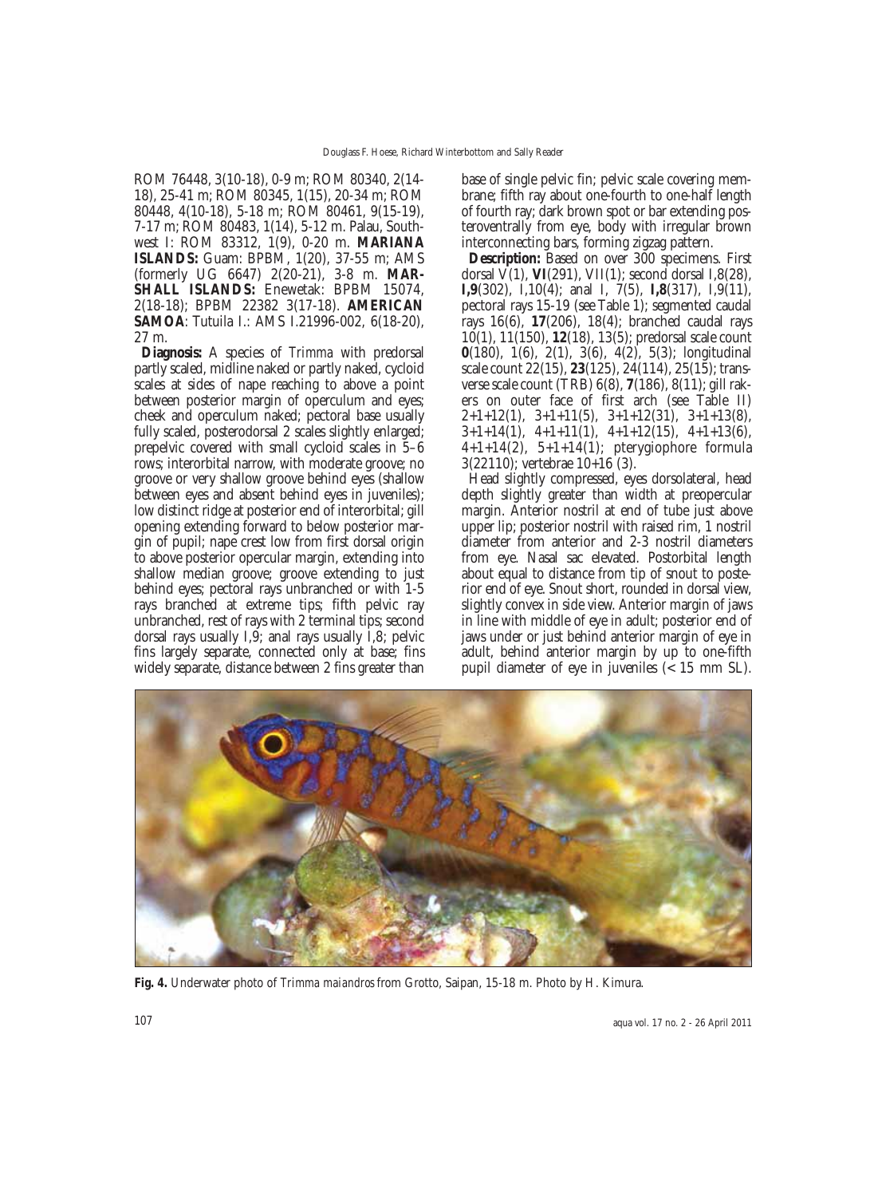ROM 76448, 3(10-18), 0-9 m; ROM 80340, 2(14-18), 25-41 m; ROM 80345, 1(15), 20-34 m; ROM 80448, 4(10-18), 5-18 m; ROM 80461, 9(15-19), 7-17 m; ROM 80483, 1(14), 5-12 m. Palau, Southwest I: ROM 83312, 1(9), 0-20 m. **MARIANA ISLANDS:** Guam: BPBM, 1(20), 37-55 m; AMS (formerly UG 6647) 2(20-21), 3-8 m. **MARSHALL ISLANDS:** Enewetak: BPBM 15074, 2(18-18); BPBM 22382 3(17-18). **AMERICAN SAMOA**: Tutuila I.: AMS I.21996-002, 6(18-20), 27 m.

**Diagnosis:** A species of *Trimma* with predorsal partly scaled, midline naked or partly naked, cycloid scales at sides of nape reaching to above a point between posterior margin of operculum and eyes; cheek and operculum naked; pectoral base usually fully scaled, posterodorsal 2 scales slightly enlarged; prepelvic covered with small cycloid scales in 5–6 rows; interorbital narrow, with moderate groove; no groove or very shallow groove behind eyes (shallow between eyes and absent behind eyes in juveniles); low distinct ridge at posterior end of interorbital; gill opening extending forward to below posterior margin of pupil; nape crest low from first dorsal origin to above posterior opercular margin, extending into shallow median groove; groove extending to just behind eyes; pectoral rays unbranched or with 1-5 rays branched at extreme tips; fifth pelvic ray unbranched, rest of rays with 2 terminal tips; second dorsal rays usually I,9; anal rays usually I,8; pelvic fins largely separate, connected only at base; fins widely separate, distance between 2 fins greater than base of single pelvic fin; pelvic scale covering membrane; fifth ray about one-fourth to one-half length of fourth ray; dark brown spot or bar extending posteroventrally from eye, body with irregular brown interconnecting bars, forming zigzag pattern.

**Description:** Based on over 300 specimens. First dorsal V(1), **VI**(291), VII(1); second dorsal I,8(28), **I,9**(302), I,10(4); anal I, 7(5), **I,8**(317), I,9(11), pectoral rays 15-19 (see Table 1); segmented caudal rays 16(6), **17**(206), 18(4); branched caudal rays 10(1), 11(150), **12**(18), 13(5); predorsal scale count **0**(180), 1(6), 2(1), 3(6), 4(2), 5(3); longitudinal scale count 22(15), **23**(125), 24(114), 25(15); transverse scale count (TRB) 6(8), **7**(186), 8(11); gill rakers on outer face of first arch (see Table II) 2+1+12(1), 3+1+11(5), 3+1+12(31), 3+1+13(8), 3+1+14(1), 4+1+11(1), 4+1+12(15), 4+1+13(6), 4+1+14(2), 5+1+14(1); pterygiophore formula 3(22110); vertebrae 10+16 (3).

Head slightly compressed, eyes dorsolateral, head depth slightly greater than width at preopercular margin. Anterior nostril at end of tube just above upper lip; posterior nostril with raised rim, 1 nostril diameter from anterior and 2-3 nostril diameters from eye. Nasal sac elevated. Postorbital length about equal to distance from tip of snout to posterior end of eye. Snout short, rounded in dorsal view, slightly convex in side view. Anterior margin of jaws in line with middle of eye in adult; posterior end of jaws under or just behind anterior margin of eye in adult, behind anterior margin by up to one-fifth pupil diameter of eye in juveniles (< 15 mm SL).

**Fig. 4.** Underwater photo of *Trimma maiandros* from Grotto, Saipan, 15-18 m. Photo by H. Kimura.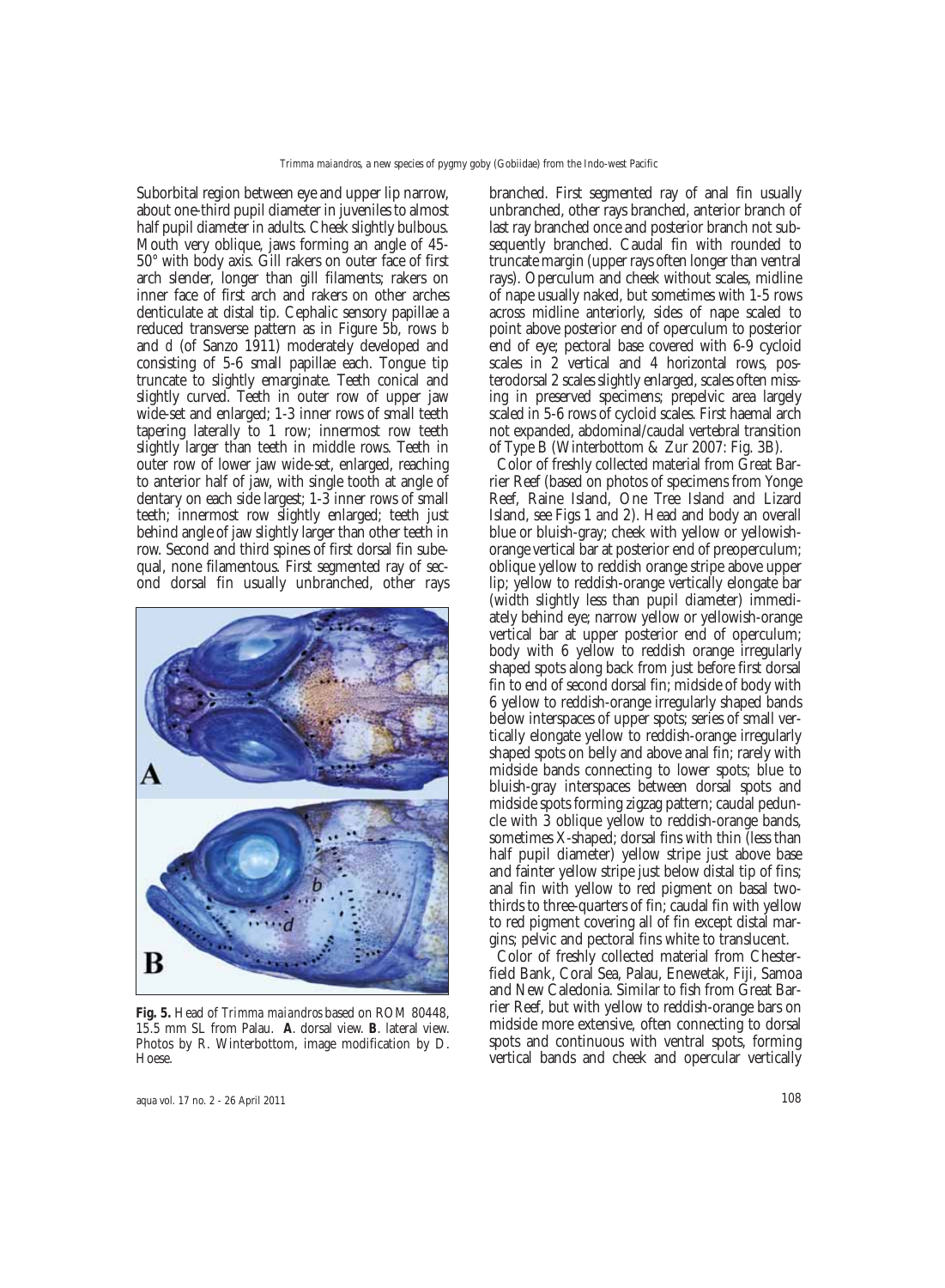Suborbital region between eye and upper lip narrow, about one-third pupil diameter in juveniles to almost half pupil diameter in adults. Cheek slightly bulbous. Mouth very oblique, jaws forming an angle of 45-50° with body axis. Gill rakers on outer face of first arch slender, longer than gill filaments; rakers on inner face of first arch and rakers on other arches denticulate at distal tip. Cephalic sensory papillae a reduced transverse pattern as in Figure 5b, rows *b* and *d* (of Sanzo 1911) moderately developed and consisting of 5-6 small papillae each. Tongue tip truncate to slightly emarginate. Teeth conical and slightly curved. Teeth in outer row of upper jaw wide-set and enlarged; 1-3 inner rows of small teeth tapering laterally to 1 row; innermost row teeth slightly larger than teeth in middle rows. Teeth in outer row of lower jaw wide-set, enlarged, reaching to anterior half of jaw, with single tooth at angle of dentary on each side largest; 1-3 inner rows of small teeth; innermost row slightly enlarged; teeth just behind angle of jaw slightly larger than other teeth in row. Second and third spines of first dorsal fin subequal, none filamentous. First segmented ray of second dorsal fin usually unbranched, other rays branched. First segmented ray of anal fin usually unbranched, other rays branched, anterior branch of last ray branched once and posterior branch not subsequently branched. Caudal fin with rounded to truncate margin (upper rays often longer than ventral rays). Operculum and cheek without scales, midline of nape usually naked, but sometimes with 1-5 rows across midline anteriorly, sides of nape scaled to point above posterior end of operculum to posterior end of eye; pectoral base covered with 6-9 cycloid scales in 2 vertical and 4 horizontal rows, posterodorsal 2 scales slightly enlarged, scales often missing in preserved specimens; prepelvic area largely scaled in 5-6 rows of cycloid scales. First haemal arch not expanded, abdominal/caudal vertebral transition of Type B (Winterbottom & Zur 2007: Fig. 3B).

**Fig. 5.** Head of *Trimma maiandros* based on ROM 80448, 15.5 mm SL from Palau. **A**. dorsal view. **B**. lateral view. Photos by R. Winterbottom, image modification by D. Hoese.

Color of freshly collected material from Great Barrier Reef (based on photos of specimens from Yonge Reef, Raine Island, One Tree Island and Lizard Island, see Figs 1 and 2). Head and body an overall blue or bluish-gray; cheek with yellow or yellowish-orange vertical bar at posterior end of preoperculum; oblique yellow to reddish orange stripe above upper lip; yellow to reddish-orange vertically elongate bar (width slightly less than pupil diameter) immediately behind eye; narrow yellow or yellowish-orange vertical bar at upper posterior end of operculum; body with 6 yellow to reddish orange irregularly shaped spots along back from just before first dorsal fin to end of second dorsal fin; midside of body with 6 yellow to reddish-orange irregularly shaped bands below interspaces of upper spots; series of small vertically elongate yellow to reddish-orange irregularly shaped spots on belly and above anal fin; rarely with midside bands connecting to lower spots; blue to bluish-gray interspaces between dorsal spots and midside spots forming zigzag pattern; caudal peduncle with 3 oblique yellow to reddish-orange bands, sometimes X-shaped; dorsal fins with thin (less than half pupil diameter) yellow stripe just above base and fainter yellow stripe just below distal tip of fins; anal fin with yellow to red pigment on basal two-thirds to three-quarters of fin; caudal fin with yellow to red pigment covering all of fin except distal margins; pelvic and pectoral fins white to translucent.

Color of freshly collected material from Chesterfield Bank, Coral Sea, Palau, Enewetak, Fiji, Samoa and New Caledonia. Similar to fish from Great Barrier Reef, but with yellow to reddish-orange bars on midside more extensive, often connecting to dorsal spots and continuous with ventral spots, forming vertical bands and cheek and opercular vertically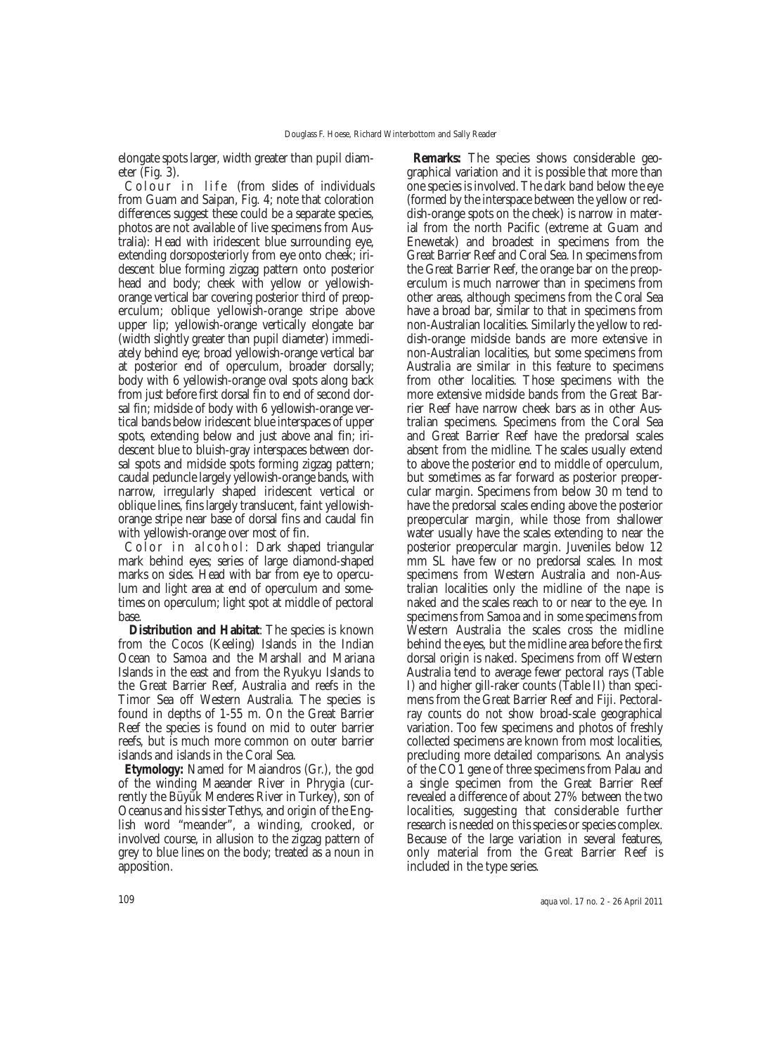elongate spots larger, width greater than pupil diameter (Fig. 3).

Colour in life (from slides of individuals from Guam and Saipan, Fig. 4; note that coloration differences suggest these could be a separate species, photos are not available of live specimens from Australia): Head with iridescent blue surrounding eye, extending dorsoposteriorly from eye onto cheek; iridescent blue forming zigzag pattern onto posterior head and body; cheek with yellow or yellowish-orange vertical bar covering posterior third of preoperculum; oblique yellowish-orange stripe above upper lip; yellowish-orange vertically elongate bar (width slightly greater than pupil diameter) immediately behind eye; broad yellowish-orange vertical bar at posterior end of operculum, broader dorsally; body with 6 yellowish-orange oval spots along back from just before first dorsal fin to end of second dorsal fin; midside of body with 6 yellowish-orange vertical bands below iridescent blue interspaces of upper spots, extending below and just above anal fin; iridescent blue to bluish-gray interspaces between dorsal spots and midside spots forming zigzag pattern; caudal peduncle largely yellowish-orange bands, with narrow, irregularly shaped iridescent vertical or oblique lines, fins largely translucent, faint yellowish-orange stripe near base of dorsal fins and caudal fin with yellowish-orange over most of fin.

Color in alcohol: Dark shaped triangular mark behind eyes; series of large diamond-shaped marks on sides. Head with bar from eye to operculum and light area at end of operculum and sometimes on operculum; light spot at middle of pectoral base.

**Distribution and Habitat**: The species is known from the Cocos (Keeling) Islands in the Indian Ocean to Samoa and the Marshall and Mariana Islands in the east and from the Ryukyu Islands to the Great Barrier Reef, Australia and reefs in the Timor Sea off Western Australia. The species is found in depths of 1-55 m. On the Great Barrier Reef the species is found on mid to outer barrier reefs, but is much more common on outer barrier islands and islands in the Coral Sea.

**Etymology:** Named for Maiandros (Gr.), the god of the winding Maeander River in Phrygia (currently the Büyük Menderes River in Turkey), son of Oceanus and his sister Tethys, and origin of the English word "meander", a winding, crooked, or involved course, in allusion to the zigzag pattern of grey to blue lines on the body; treated as a noun in apposition.

**Remarks:** The species shows considerable geographical variation and it is possible that more than one species is involved. The dark band below the eye (formed by the interspace between the yellow or reddish-orange spots on the cheek) is narrow in material from the north Pacific (extreme at Guam and Enewetak) and broadest in specimens from the Great Barrier Reef and Coral Sea. In specimens from the Great Barrier Reef, the orange bar on the preoperculum is much narrower than in specimens from other areas, although specimens from the Coral Sea have a broad bar, similar to that in specimens from non-Australian localities. Similarly the yellow to reddish-orange midside bands are more extensive in non-Australian localities, but some specimens from Australia are similar in this feature to specimens from other localities. Those specimens with the more extensive midside bands from the Great Barrier Reef have narrow cheek bars as in other Australian specimens. Specimens from the Coral Sea and Great Barrier Reef have the predorsal scales absent from the midline. The scales usually extend to above the posterior end to middle of operculum, but sometimes as far forward as posterior preopercular margin. Specimens from below 30 m tend to have the predorsal scales ending above the posterior preopercular margin, while those from shallower water usually have the scales extending to near the posterior preopercular margin. Juveniles below 12 mm SL have few or no predorsal scales. In most specimens from Western Australia and non-Australian localities only the midline of the nape is naked and the scales reach to or near to the eye. In specimens from Samoa and in some specimens from Western Australia the scales cross the midline behind the eyes, but the midline area before the first dorsal origin is naked. Specimens from off Western Australia tend to average fewer pectoral rays (Table I) and higher gill-raker counts (Table II) than specimens from the Great Barrier Reef and Fiji. Pectoral-ray counts do not show broad-scale geographical variation. Too few specimens and photos of freshly collected specimens are known from most localities, precluding more detailed comparisons. An analysis of the CO1 gene of three specimens from Palau and a single specimen from the Great Barrier Reef revealed a difference of about 27% between the two localities, suggesting that considerable further research is needed on this species or species complex. Because of the large variation in several features, only material from the Great Barrier Reef is included in the type series.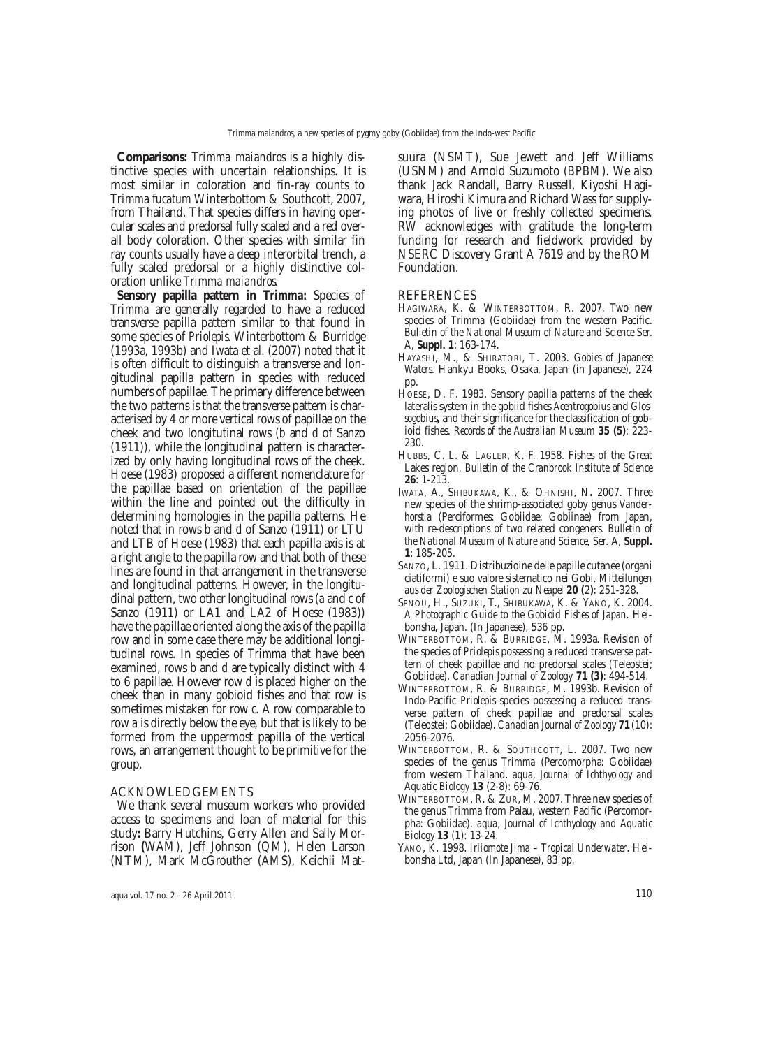**Comparisons:** *Trimma maiandros* is a highly distinctive species with uncertain relationships. It is most similar in coloration and fin-ray counts to *Trimma fucatum* Winterbottom & Southcott, 2007, from Thailand. That species differs in having opercular scales and predorsal fully scaled and a red overall body coloration. Other species with similar fin ray counts usually have a deep interorbital trench, a fully scaled predorsal or a highly distinctive coloration unlike *Trimma maiandros*.

**Sensory papilla pattern in *Trimma*:** Species of *Trimma* are generally regarded to have a reduced transverse papilla pattern similar to that found in some species of *Priolepis*. Winterbottom & Burridge (1993a, 1993b) and Iwata et al. (2007) noted that it is often difficult to distinguish a transverse and longitudinal papilla pattern in species with reduced numbers of papillae. The primary difference between the two patterns is that the transverse pattern is characterised by 4 or more vertical rows of papillae on the cheek and two longitudinal rows (*b* and *d* of Sanzo (1911)), while the longitudinal pattern is characterized by only having longitudinal rows of the cheek. Hoese (1983) proposed a different nomenclature for the papillae based on orientation of the papillae within the line and pointed out the difficulty in determining homologies in the papilla patterns. He noted that in rows *b* and *d* of Sanzo (1911) or LTU and LTB of Hoese (1983) that each papilla axis is at a right angle to the papilla row and that both of these lines are found in that arrangement in the transverse and longitudinal patterns. However, in the longitudinal pattern, two other longitudinal rows (*a* and *c* of Sanzo (1911) or LA1 and LA2 of Hoese (1983)) have the papillae oriented along the axis of the papilla row and in some case there may be additional longitudinal rows. In species of *Trimma* that have been examined, rows *b* and *d* are typically distinct with 4 to 6 papillae. However row *d* is placed higher on the cheek than in many gobioid fishes and that row is sometimes mistaken for row *c*. A row comparable to row *a* is directly below the eye, but that is likely to be formed from the uppermost papilla of the vertical rows, an arrangement thought to be primitive for the group.

## ACKNOWLEDGEMENTS

We thank several museum workers who provided access to specimens and loan of material for this study**:** Barry Hutchins, Gerry Allen and Sally Morrison **(**WAM), Jeff Johnson (QM), Helen Larson (NTM), Mark McGrouther (AMS), Keichii Matsuura (NSMT), Sue Jewett and Jeff Williams (USNM) and Arnold Suzumoto (BPBM). We also thank Jack Randall, Barry Russell, Kiyoshi Hagiwara, Hiroshi Kimura and Richard Wass for supplying photos of live or freshly collected specimens. RW acknowledges with gratitude the long-term funding for research and fieldwork provided by NSERC Discovery Grant A 7619 and by the ROM Foundation.

## REFERENCES

Hagiwara, K. & Winterbottom, R. 2007. Two new species of *Trimma* (Gobiidae) from the western Pacific. *Bulletin of the National Museum of Nature and Science* Ser. A, **Suppl. 1**: 163-174.

Hayashi, M., & Shiratori, T. 2003. *Gobies of Japanese Waters*. Hankyu Books, Osaka, Japan (in Japanese), 224 pp.

Hoese, D. F. 1983. Sensory papilla patterns of the cheek lateralis system in the gobiid fishes *Acentrogobius* and *Glossogobius*, and their significance for the classification of gobioid fishes. *Records of the Australian Museum* **35 (5)**: 223-230.

Hubbs, C. L. & Lagler, K. F. 1958. Fishes of the Great Lakes region. *Bulletin of the Cranbrook Institute of Science* **26**: 1-213.

Iwata, A., Shibukawa, K., & Ohnishi, N**.** 2007. Three new species of the shrimp-associated goby genus *Vanderhorstia* (Perciformes: Gobiidae: Gobiinae) from Japan, with re-descriptions of two related congeners. *Bulletin of the National Museum of Nature and Science*, Ser. A, **Suppl. 1**: 185-205.

Sanzo, L. 1911. Distribuzioine delle papille cutanee (organi ciatiformi) e suo valore sistematico nei Gobi. *Mitteilungen aus der Zoologischen Station zu Neapel* **20 (2)**: 251-328.

Senou, H., Suzuki, T., Shibukawa, K. & Yano, K. 2004. *A Photographic Guide to the Gobioid Fishes of Japan*. Heibonsha, Japan. (In Japanese), 536 pp.

Winterbottom, R. & Burridge, M. 1993a. Revision of the species of *Priolepis* possessing a reduced transverse pattern of cheek papillae and no predorsal scales (Teleostei; Gobiidae). *Canadian Journal of Zoology* **71 (3)**: 494-514.

Winterbottom, R. & Burridge, M. 1993b. Revision of Indo-Pacific *Priolepis* species possessing a reduced transverse pattern of cheek papillae and predorsal scales (Teleostei; Gobiidae). *Canadian Journal of Zoology* **71** (10): 2056-2076.

Winterbottom, R. & Southcott, L. 2007. Two new species of the genus *Trimma* (Percomorpha: Gobiidae) from western Thailand. *aqua, Journal of Ichthyology and Aquatic Biology* **13** (2-8): 69-76.

Winterbottom, R. & Zur, M. 2007. Three new species of the genus *Trimma* from Palau, western Pacific (Percomorpha: Gobiidae). *aqua, Journal of Ichthyology and Aquatic Biology* **13** (1): 13-24.

Yano, K. 1998. *Iriiomote Jima – Tropical Underwater*. Heibonsha Ltd, Japan (In Japanese), 83 pp.